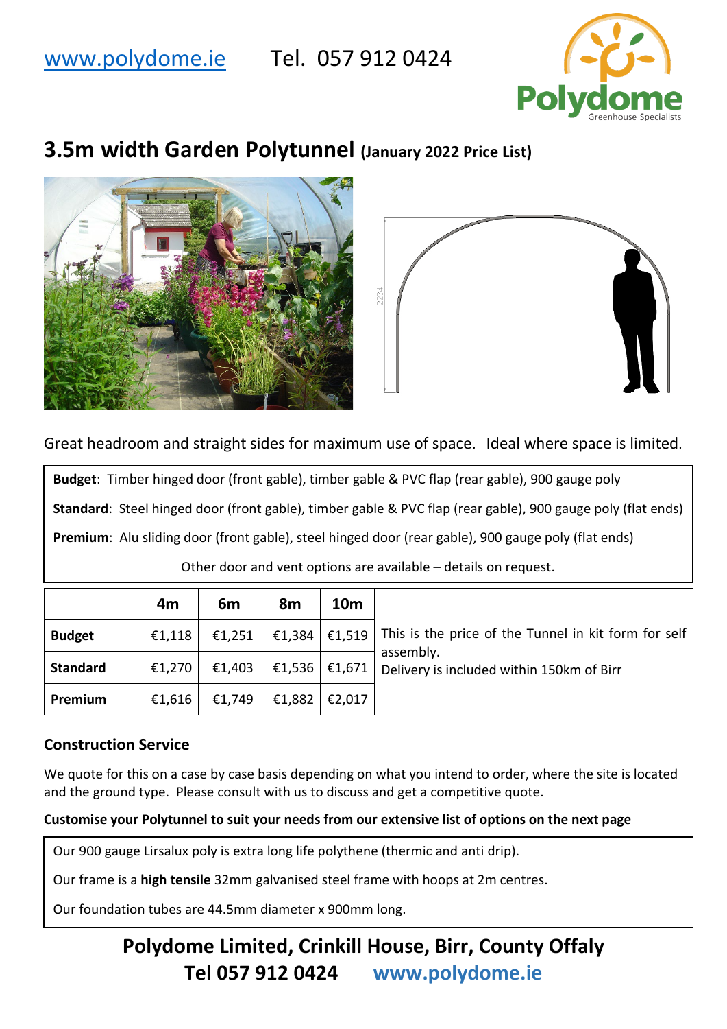www.polydome.ie Tel. 057 912 0424

# 3.5m width Garden Polytunnel (January 2022 Price List)

Great headroom and straight sides for maximum use of space. Ideal where space is limited.

**Budget**: Timber hinged door (front gable), timber gable & PVC flap (rear gable), 900 gauge poly

**Standard**: Steel hinged door (front gable), timber gable & PVC flap (rear gable), 900 gauge poly (flat ends)

**Premium**: Alu sliding door (front gable), steel hinged door (rear gable), 900 gauge poly (flat ends)

Other door and vent options are available – details on request.

| | 4m | 6m | 8m | 10m | |
|---|---|---|---|---|---|
| **Budget** | €1,118 | €1,251 | €1,384 | €1,519 | This is the price of the Tunnel in kit form for self assembly. Delivery is included within 150km of Birr |
| **Standard** | €1,270 | €1,403 | €1,536 | €1,671 | |
| **Premium** | €1,616 | €1,749 | €1,882 | €2,017 | |

### Construction Service

We quote for this on a case by case basis depending on what you intend to order, where the site is located and the ground type. Please consult with us to discuss and get a competitive quote.

**Customise your Polytunnel to suit your needs from our extensive list of options on the next page**

Our 900 gauge Lirsalux poly is extra long life polythene (thermic and anti drip).

Our frame is a **high tensile** 32mm galvanised steel frame with hoops at 2m centres.

Our foundation tubes are 44.5mm diameter x 900mm long.

**Polydome Limited, Crinkill House, Birr, County Offaly**
**Tel 057 912 0424 www.polydome.ie**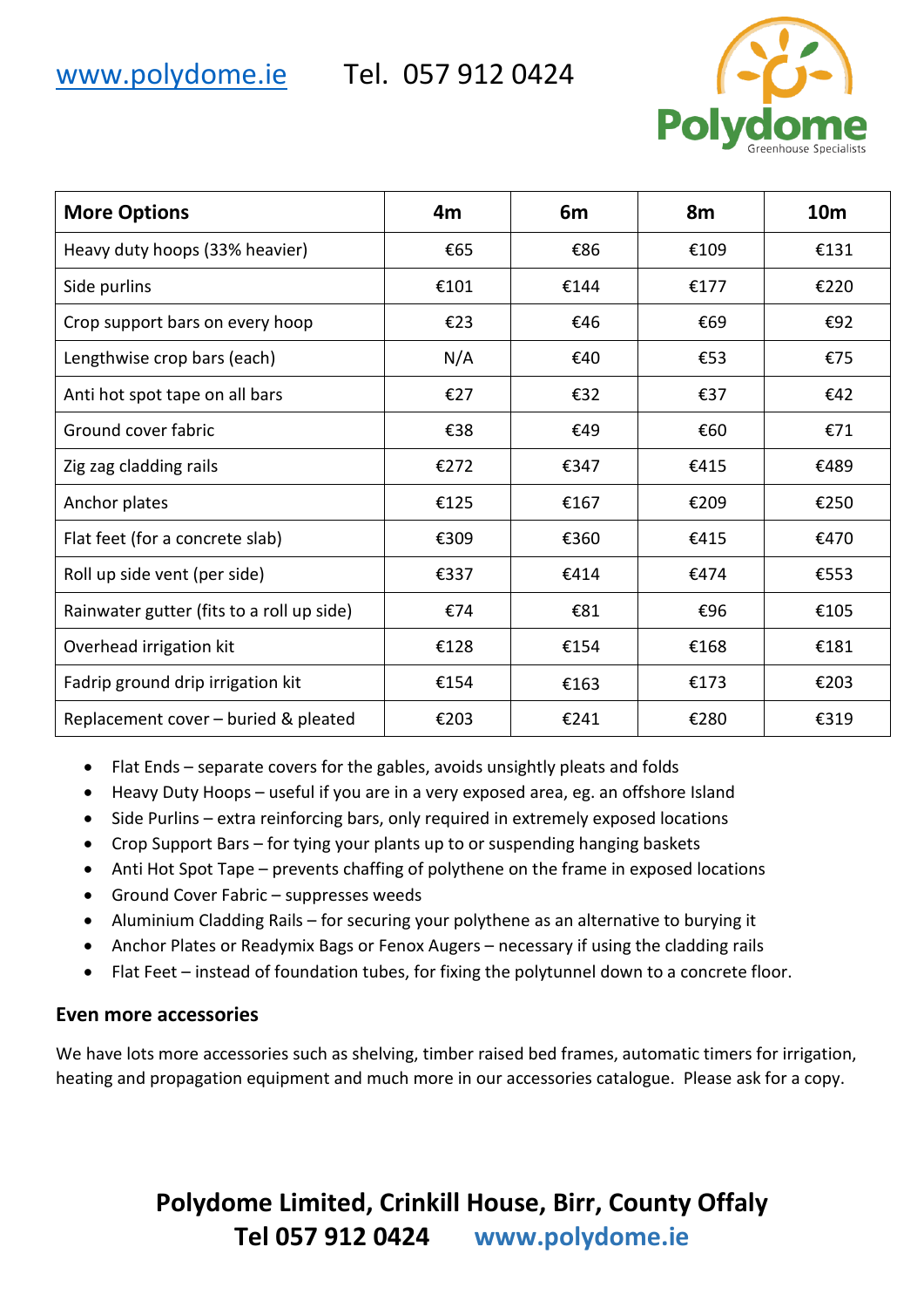www.polydome.ie Tel. 057 912 0424

| More Options | 4m | 6m | 8m | 10m |
|---|---|---|---|---|
| Heavy duty hoops (33% heavier) | €65 | €86 | €109 | €131 |
| Side purlins | €101 | €144 | €177 | €220 |
| Crop support bars on every hoop | €23 | €46 | €69 | €92 |
| Lengthwise crop bars (each) | N/A | €40 | €53 | €75 |
| Anti hot spot tape on all bars | €27 | €32 | €37 | €42 |
| Ground cover fabric | €38 | €49 | €60 | €71 |
| Zig zag cladding rails | €272 | €347 | €415 | €489 |
| Anchor plates | €125 | €167 | €209 | €250 |
| Flat feet (for a concrete slab) | €309 | €360 | €415 | €470 |
| Roll up side vent (per side) | €337 | €414 | €474 | €553 |
| Rainwater gutter (fits to a roll up side) | €74 | €81 | €96 | €105 |
| Overhead irrigation kit | €128 | €154 | €168 | €181 |
| Fadrip ground drip irrigation kit | €154 | €163 | €173 | €203 |
| Replacement cover – buried & pleated | €203 | €241 | €280 | €319 |

- Flat Ends – separate covers for the gables, avoids unsightly pleats and folds
- Heavy Duty Hoops – useful if you are in a very exposed area, eg. an offshore Island
- Side Purlins – extra reinforcing bars, only required in extremely exposed locations
- Crop Support Bars – for tying your plants up to or suspending hanging baskets
- Anti Hot Spot Tape – prevents chaffing of polythene on the frame in exposed locations
- Ground Cover Fabric – suppresses weeds
- Aluminium Cladding Rails – for securing your polythene as an alternative to burying it
- Anchor Plates or Readymix Bags or Fenox Augers – necessary if using the cladding rails
- Flat Feet – instead of foundation tubes, for fixing the polytunnel down to a concrete floor.

### Even more accessories

We have lots more accessories such as shelving, timber raised bed frames, automatic timers for irrigation, heating and propagation equipment and much more in our accessories catalogue. Please ask for a copy.

**Polydome Limited, Crinkill House, Birr, County Offaly**
**Tel 057 912 0424 www.polydome.ie**